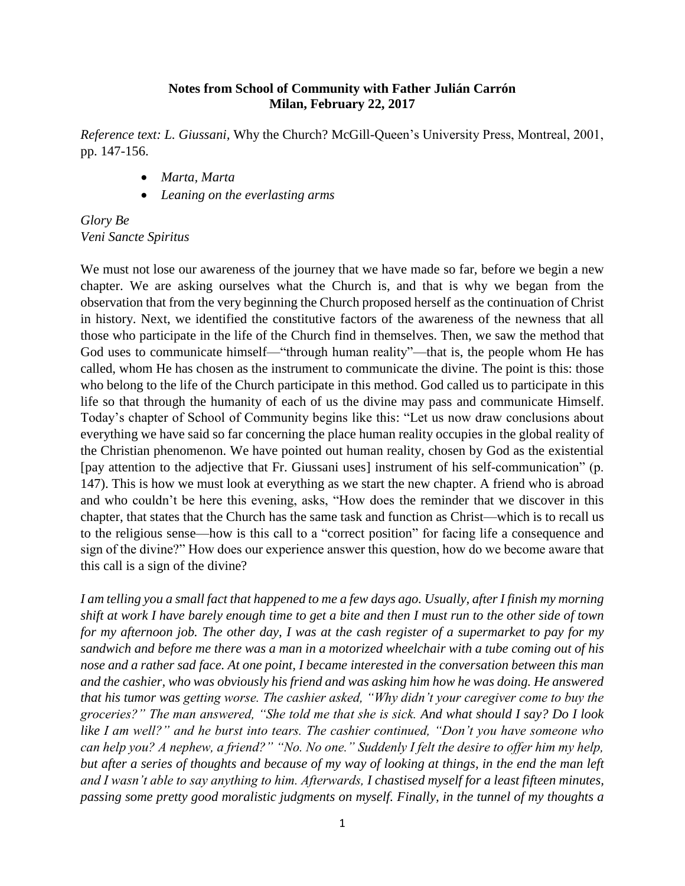**Notes from School of Community with Father Julián Carrón**
**Milan, February 22, 2017**

*Reference text: L. Giussani,* Why the Church? McGill-Queen's University Press, Montreal, 2001, pp. 147-156.

- *Marta, Marta*
- *Leaning on the everlasting arms*

*Glory Be*
*Veni Sancte Spiritus*

We must not lose our awareness of the journey that we have made so far, before we begin a new chapter. We are asking ourselves what the Church is, and that is why we began from the observation that from the very beginning the Church proposed herself as the continuation of Christ in history. Next, we identified the constitutive factors of the awareness of the newness that all those who participate in the life of the Church find in themselves. Then, we saw the method that God uses to communicate himself—"through human reality"—that is, the people whom He has called, whom He has chosen as the instrument to communicate the divine. The point is this: those who belong to the life of the Church participate in this method. God called us to participate in this life so that through the humanity of each of us the divine may pass and communicate Himself. Today's chapter of School of Community begins like this: "Let us now draw conclusions about everything we have said so far concerning the place human reality occupies in the global reality of the Christian phenomenon. We have pointed out human reality, chosen by God as the existential [pay attention to the adjective that Fr. Giussani uses] instrument of his self-communication" (p. 147). This is how we must look at everything as we start the new chapter. A friend who is abroad and who couldn't be here this evening, asks, "How does the reminder that we discover in this chapter, that states that the Church has the same task and function as Christ—which is to recall us to the religious sense—how is this call to a "correct position" for facing life a consequence and sign of the divine?" How does our experience answer this question, how do we become aware that this call is a sign of the divine?

*I am telling you a small fact that happened to me a few days ago. Usually, after I finish my morning shift at work I have barely enough time to get a bite and then I must run to the other side of town for my afternoon job. The other day, I was at the cash register of a supermarket to pay for my sandwich and before me there was a man in a motorized wheelchair with a tube coming out of his nose and a rather sad face. At one point, I became interested in the conversation between this man and the cashier, who was obviously his friend and was asking him how he was doing. He answered that his tumor was getting worse. The cashier asked, "Why didn't your caregiver come to buy the groceries?" The man answered, "She told me that she is sick. And what should I say? Do I look like I am well?" and he burst into tears. The cashier continued, "Don't you have someone who can help you? A nephew, a friend?" "No. No one." Suddenly I felt the desire to offer him my help, but after a series of thoughts and because of my way of looking at things, in the end the man left and I wasn't able to say anything to him. Afterwards, I chastised myself for a least fifteen minutes, passing some pretty good moralistic judgments on myself. Finally, in the tunnel of my thoughts a*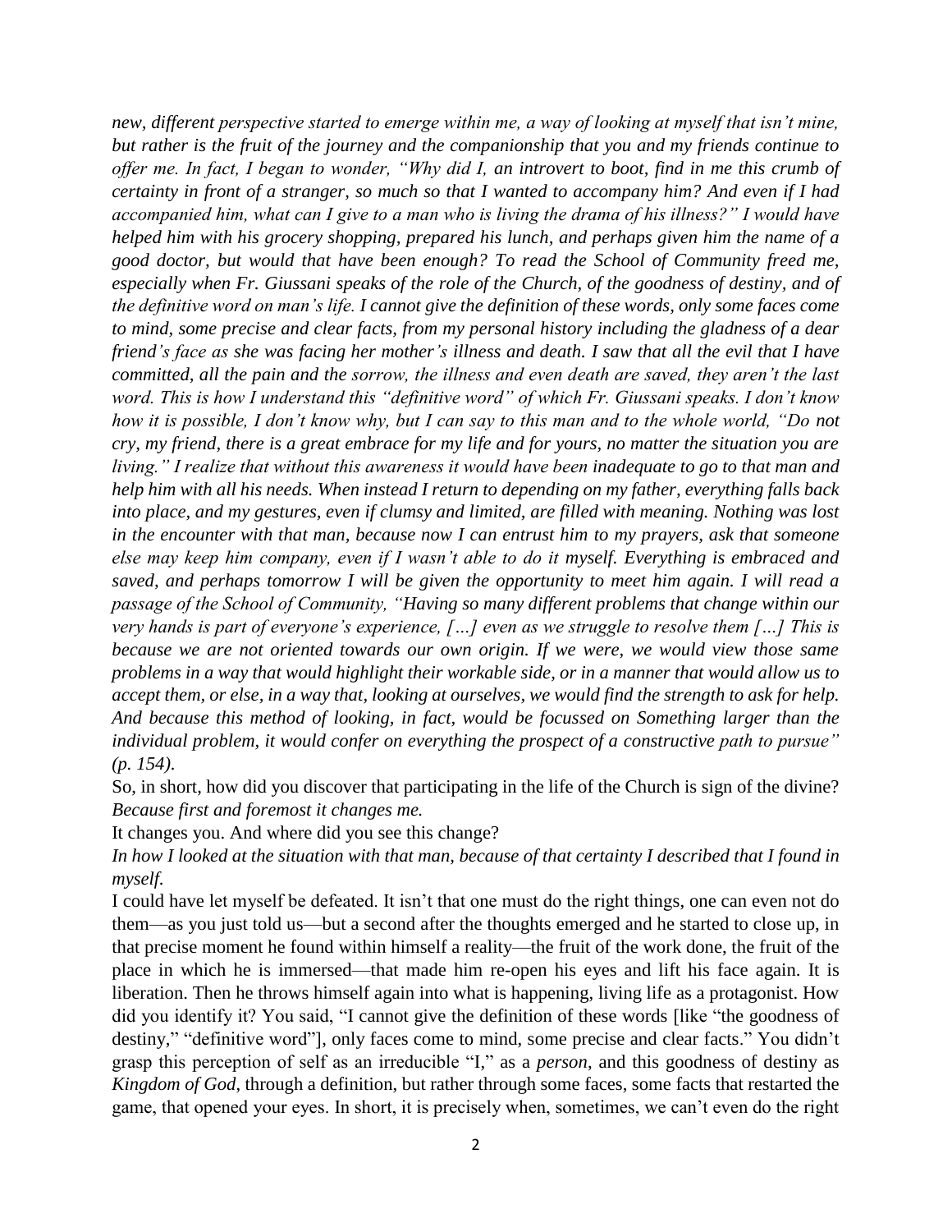*new, different perspective started to emerge within me, a way of looking at myself that isn't mine, but rather is the fruit of the journey and the companionship that you and my friends continue to offer me. In fact, I began to wonder, "Why did I, an introvert to boot, find in me this crumb of certainty in front of a stranger, so much so that I wanted to accompany him? And even if I had accompanied him, what can I give to a man who is living the drama of his illness?" I would have helped him with his grocery shopping, prepared his lunch, and perhaps given him the name of a good doctor, but would that have been enough? To read the School of Community freed me, especially when Fr. Giussani speaks of the role of the Church, of the goodness of destiny, and of the definitive word on man's life. I cannot give the definition of these words, only some faces come to mind, some precise and clear facts, from my personal history including the gladness of a dear friend's face as she was facing her mother's illness and death. I saw that all the evil that I have committed, all the pain and the sorrow, the illness and even death are saved, they aren't the last word. This is how I understand this "definitive word" of which Fr. Giussani speaks. I don't know how it is possible, I don't know why, but I can say to this man and to the whole world, "Do not cry, my friend, there is a great embrace for my life and for yours, no matter the situation you are living." I realize that without this awareness it would have been inadequate to go to that man and help him with all his needs. When instead I return to depending on my father, everything falls back into place, and my gestures, even if clumsy and limited, are filled with meaning. Nothing was lost in the encounter with that man, because now I can entrust him to my prayers, ask that someone else may keep him company, even if I wasn't able to do it myself. Everything is embraced and saved, and perhaps tomorrow I will be given the opportunity to meet him again. I will read a passage of the School of Community, "Having so many different problems that change within our very hands is part of everyone's experience, […] even as we struggle to resolve them […] This is because we are not oriented towards our own origin. If we were, we would view those same problems in a way that would highlight their workable side, or in a manner that would allow us to accept them, or else, in a way that, looking at ourselves, we would find the strength to ask for help. And because this method of looking, in fact, would be focussed on Something larger than the individual problem, it would confer on everything the prospect of a constructive path to pursue" (p. 154).*

So, in short, how did you discover that participating in the life of the Church is sign of the divine?
*Because first and foremost it changes me.*

It changes you. And where did you see this change?
*In how I looked at the situation with that man, because of that certainty I described that I found in myself.*

I could have let myself be defeated. It isn't that one must do the right things, one can even not do them—as you just told us—but a second after the thoughts emerged and he started to close up, in that precise moment he found within himself a reality—the fruit of the work done, the fruit of the place in which he is immersed—that made him re-open his eyes and lift his face again. It is liberation. Then he throws himself again into what is happening, living life as a protagonist. How did you identify it? You said, "I cannot give the definition of these words [like "the goodness of destiny," "definitive word"], only faces come to mind, some precise and clear facts." You didn't grasp this perception of self as an irreducible "I," as a *person*, and this goodness of destiny as *Kingdom of God*, through a definition, but rather through some faces, some facts that restarted the game, that opened your eyes. In short, it is precisely when, sometimes, we can't even do the right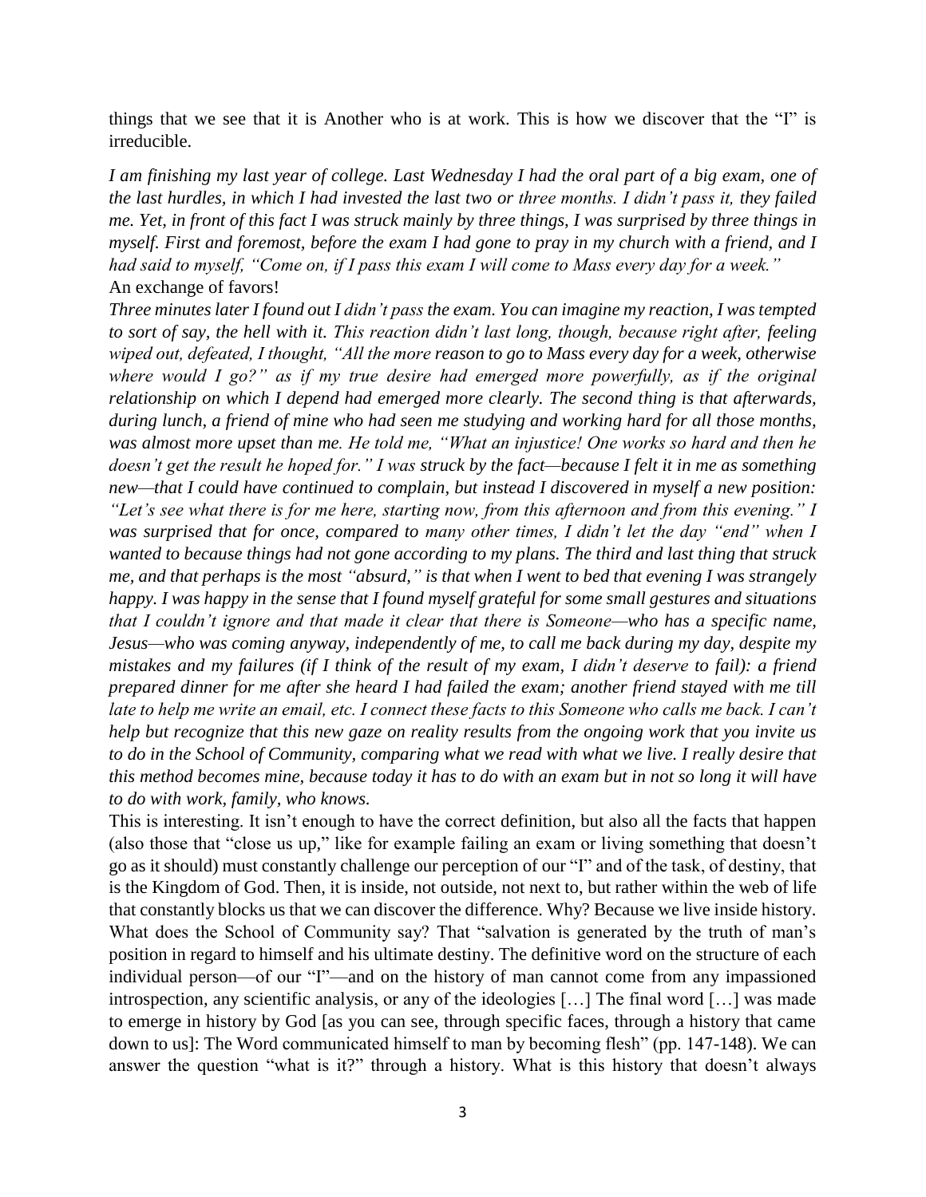things that we see that it is Another who is at work. This is how we discover that the "I" is irreducible.

*I am finishing my last year of college. Last Wednesday I had the oral part of a big exam, one of the last hurdles, in which I had invested the last two or three months. I didn't pass it, they failed me. Yet, in front of this fact I was struck mainly by three things, I was surprised by three things in myself. First and foremost, before the exam I had gone to pray in my church with a friend, and I had said to myself, "Come on, if I pass this exam I will come to Mass every day for a week."*

An exchange of favors!

*Three minutes later I found out I didn't pass the exam. You can imagine my reaction, I was tempted to sort of say, the hell with it. This reaction didn't last long, though, because right after, feeling wiped out, defeated, I thought, "All the more reason to go to Mass every day for a week, otherwise where would I go?" as if my true desire had emerged more powerfully, as if the original relationship on which I depend had emerged more clearly. The second thing is that afterwards, during lunch, a friend of mine who had seen me studying and working hard for all those months, was almost more upset than me. He told me, "What an injustice! One works so hard and then he doesn't get the result he hoped for." I was struck by the fact—because I felt it in me as something new—that I could have continued to complain, but instead I discovered in myself a new position: "Let's see what there is for me here, starting now, from this afternoon and from this evening." I was surprised that for once, compared to many other times, I didn't let the day "end" when I wanted to because things had not gone according to my plans. The third and last thing that struck me, and that perhaps is the most "absurd," is that when I went to bed that evening I was strangely happy. I was happy in the sense that I found myself grateful for some small gestures and situations that I couldn't ignore and that made it clear that there is Someone—who has a specific name, Jesus—who was coming anyway, independently of me, to call me back during my day, despite my mistakes and my failures (if I think of the result of my exam, I didn't deserve to fail): a friend prepared dinner for me after she heard I had failed the exam; another friend stayed with me till late to help me write an email, etc. I connect these facts to this Someone who calls me back. I can't help but recognize that this new gaze on reality results from the ongoing work that you invite us to do in the School of Community, comparing what we read with what we live. I really desire that this method becomes mine, because today it has to do with an exam but in not so long it will have to do with work, family, who knows.*

This is interesting. It isn't enough to have the correct definition, but also all the facts that happen (also those that "close us up," like for example failing an exam or living something that doesn't go as it should) must constantly challenge our perception of our "I" and of the task, of destiny, that is the Kingdom of God. Then, it is inside, not outside, not next to, but rather within the web of life that constantly blocks us that we can discover the difference. Why? Because we live inside history. What does the School of Community say? That "salvation is generated by the truth of man's position in regard to himself and his ultimate destiny. The definitive word on the structure of each individual person—of our "I"—and on the history of man cannot come from any impassioned introspection, any scientific analysis, or any of the ideologies […] The final word […] was made to emerge in history by God [as you can see, through specific faces, through a history that came down to us]: The Word communicated himself to man by becoming flesh" (pp. 147-148). We can answer the question "what is it?" through a history. What is this history that doesn't always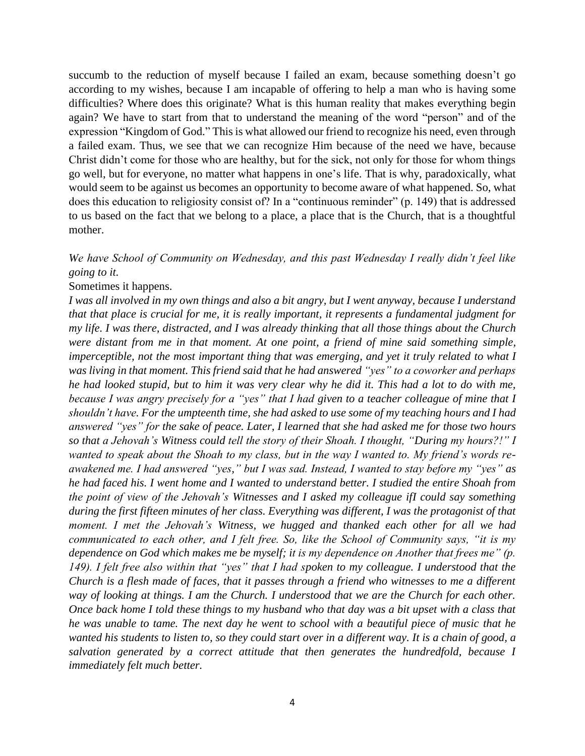succumb to the reduction of myself because I failed an exam, because something doesn't go according to my wishes, because I am incapable of offering to help a man who is having some difficulties? Where does this originate? What is this human reality that makes everything begin again? We have to start from that to understand the meaning of the word "person" and of the expression "Kingdom of God." This is what allowed our friend to recognize his need, even through a failed exam. Thus, we see that we can recognize Him because of the need we have, because Christ didn't come for those who are healthy, but for the sick, not only for those for whom things go well, but for everyone, no matter what happens in one's life. That is why, paradoxically, what would seem to be against us becomes an opportunity to become aware of what happened. So, what does this education to religiosity consist of? In a "continuous reminder" (p. 149) that is addressed to us based on the fact that we belong to a place, a place that is the Church, that is a thoughtful mother.

*We have School of Community on Wednesday, and this past Wednesday I really didn't feel like going to it.*

Sometimes it happens.

*I was all involved in my own things and also a bit angry, but I went anyway, because I understand that that place is crucial for me, it is really important, it represents a fundamental judgment for my life. I was there, distracted, and I was already thinking that all those things about the Church were distant from me in that moment. At one point, a friend of mine said something simple, imperceptible, not the most important thing that was emerging, and yet it truly related to what I was living in that moment. This friend said that he had answered "yes" to a coworker and perhaps he had looked stupid, but to him it was very clear why he did it. This had a lot to do with me, because I was angry precisely for a "yes" that I had given to a teacher colleague of mine that I shouldn't have. For the umpteenth time, she had asked to use some of my teaching hours and I had answered "yes" for the sake of peace. Later, I learned that she had asked me for those two hours so that a Jehovah's Witness could tell the story of their Shoah. I thought, "During my hours?!" I wanted to speak about the Shoah to my class, but in the way I wanted to. My friend's words re-awakened me. I had answered "yes," but I was sad. Instead, I wanted to stay before my "yes" as he had faced his. I went home and I wanted to understand better. I studied the entire Shoah from the point of view of the Jehovah's Witnesses and I asked my colleague ifI could say something during the first fifteen minutes of her class. Everything was different, I was the protagonist of that moment. I met the Jehovah's Witness, we hugged and thanked each other for all we had communicated to each other, and I felt free. So, like the School of Community says, "it is my dependence on God which makes me be myself; it is my dependence on Another that frees me" (p. 149). I felt free also within that "yes" that I had spoken to my colleague. I understood that the Church is a flesh made of faces, that it passes through a friend who witnesses to me a different way of looking at things. I am the Church. I understood that we are the Church for each other. Once back home I told these things to my husband who that day was a bit upset with a class that he was unable to tame. The next day he went to school with a beautiful piece of music that he wanted his students to listen to, so they could start over in a different way. It is a chain of good, a salvation generated by a correct attitude that then generates the hundredfold, because I immediately felt much better.*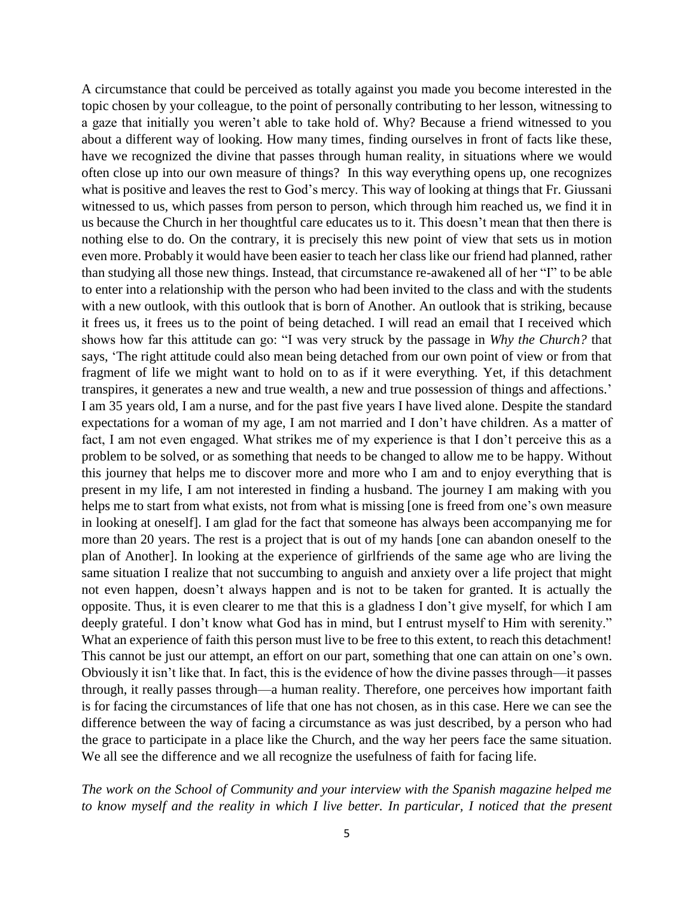A circumstance that could be perceived as totally against you made you become interested in the topic chosen by your colleague, to the point of personally contributing to her lesson, witnessing to a gaze that initially you weren't able to take hold of. Why? Because a friend witnessed to you about a different way of looking. How many times, finding ourselves in front of facts like these, have we recognized the divine that passes through human reality, in situations where we would often close up into our own measure of things? In this way everything opens up, one recognizes what is positive and leaves the rest to God's mercy. This way of looking at things that Fr. Giussani witnessed to us, which passes from person to person, which through him reached us, we find it in us because the Church in her thoughtful care educates us to it. This doesn't mean that then there is nothing else to do. On the contrary, it is precisely this new point of view that sets us in motion even more. Probably it would have been easier to teach her class like our friend had planned, rather than studying all those new things. Instead, that circumstance re-awakened all of her "I" to be able to enter into a relationship with the person who had been invited to the class and with the students with a new outlook, with this outlook that is born of Another. An outlook that is striking, because it frees us, it frees us to the point of being detached. I will read an email that I received which shows how far this attitude can go: "I was very struck by the passage in *Why the Church?* that says, 'The right attitude could also mean being detached from our own point of view or from that fragment of life we might want to hold on to as if it were everything. Yet, if this detachment transpires, it generates a new and true wealth, a new and true possession of things and affections.' I am 35 years old, I am a nurse, and for the past five years I have lived alone. Despite the standard expectations for a woman of my age, I am not married and I don't have children. As a matter of fact, I am not even engaged. What strikes me of my experience is that I don't perceive this as a problem to be solved, or as something that needs to be changed to allow me to be happy. Without this journey that helps me to discover more and more who I am and to enjoy everything that is present in my life, I am not interested in finding a husband. The journey I am making with you helps me to start from what exists, not from what is missing [one is freed from one's own measure in looking at oneself]. I am glad for the fact that someone has always been accompanying me for more than 20 years. The rest is a project that is out of my hands [one can abandon oneself to the plan of Another]. In looking at the experience of girlfriends of the same age who are living the same situation I realize that not succumbing to anguish and anxiety over a life project that might not even happen, doesn't always happen and is not to be taken for granted. It is actually the opposite. Thus, it is even clearer to me that this is a gladness I don't give myself, for which I am deeply grateful. I don't know what God has in mind, but I entrust myself to Him with serenity." What an experience of faith this person must live to be free to this extent, to reach this detachment! This cannot be just our attempt, an effort on our part, something that one can attain on one's own. Obviously it isn't like that. In fact, this is the evidence of how the divine passes through—it passes through, it really passes through—a human reality. Therefore, one perceives how important faith is for facing the circumstances of life that one has not chosen, as in this case. Here we can see the difference between the way of facing a circumstance as was just described, by a person who had the grace to participate in a place like the Church, and the way her peers face the same situation. We all see the difference and we all recognize the usefulness of faith for facing life.

*The work on the School of Community and your interview with the Spanish magazine helped me to know myself and the reality in which I live better. In particular, I noticed that the present*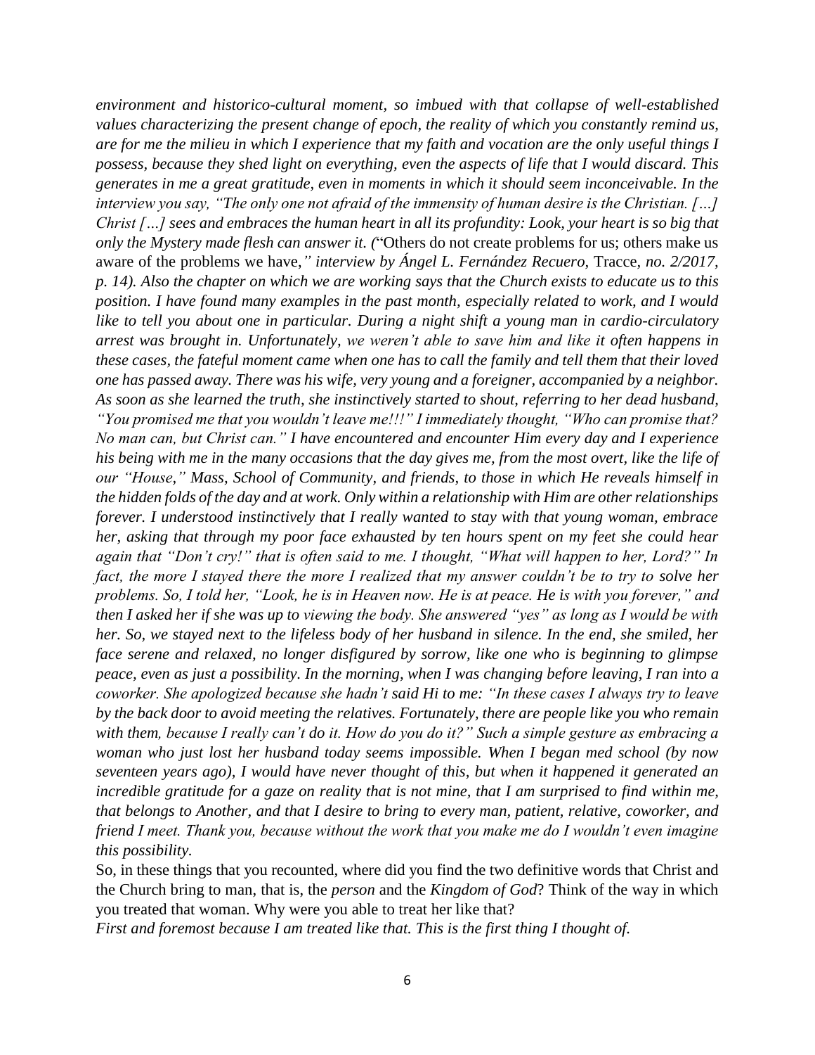*environment and historico-cultural moment, so imbued with that collapse of well-established values characterizing the present change of epoch, the reality of which you constantly remind us, are for me the milieu in which I experience that my faith and vocation are the only useful things I possess, because they shed light on everything, even the aspects of life that I would discard. This generates in me a great gratitude, even in moments in which it should seem inconceivable. In the interview you say, "The only one not afraid of the immensity of human desire is the Christian. […] Christ […] sees and embraces the human heart in all its profundity: Look, your heart is so big that only the Mystery made flesh can answer it. (*"Others do not create problems for us; others make us aware of the problems we have,*" interview by Ángel L. Fernández Recuero,* Tracce*, no. 2/2017, p. 14). Also the chapter on which we are working says that the Church exists to educate us to this position. I have found many examples in the past month, especially related to work, and I would like to tell you about one in particular. During a night shift a young man in cardio-circulatory arrest was brought in. Unfortunately, we weren't able to save him and like it often happens in these cases, the fateful moment came when one has to call the family and tell them that their loved one has passed away. There was his wife, very young and a foreigner, accompanied by a neighbor. As soon as she learned the truth, she instinctively started to shout, referring to her dead husband, "You promised me that you wouldn't leave me!!!" I immediately thought, "Who can promise that? No man can, but Christ can." I have encountered and encounter Him every day and I experience his being with me in the many occasions that the day gives me, from the most overt, like the life of our "House," Mass, School of Community, and friends, to those in which He reveals himself in the hidden folds of the day and at work. Only within a relationship with Him are other relationships forever. I understood instinctively that I really wanted to stay with that young woman, embrace her, asking that through my poor face exhausted by ten hours spent on my feet she could hear again that "Don't cry!" that is often said to me. I thought, "What will happen to her, Lord?" In fact, the more I stayed there the more I realized that my answer couldn't be to try to solve her problems. So, I told her, "Look, he is in Heaven now. He is at peace. He is with you forever," and then I asked her if she was up to viewing the body. She answered "yes" as long as I would be with her. So, we stayed next to the lifeless body of her husband in silence. In the end, she smiled, her face serene and relaxed, no longer disfigured by sorrow, like one who is beginning to glimpse peace, even as just a possibility. In the morning, when I was changing before leaving, I ran into a coworker. She apologized because she hadn't said Hi to me: "In these cases I always try to leave by the back door to avoid meeting the relatives. Fortunately, there are people like you who remain with them, because I really can't do it. How do you do it?" Such a simple gesture as embracing a woman who just lost her husband today seems impossible. When I began med school (by now seventeen years ago), I would have never thought of this, but when it happened it generated an incredible gratitude for a gaze on reality that is not mine, that I am surprised to find within me, that belongs to Another, and that I desire to bring to every man, patient, relative, coworker, and friend I meet. Thank you, because without the work that you make me do I wouldn't even imagine this possibility.*

So, in these things that you recounted, where did you find the two definitive words that Christ and the Church bring to man, that is, the *person* and the *Kingdom of God*? Think of the way in which you treated that woman. Why were you able to treat her like that?

*First and foremost because I am treated like that. This is the first thing I thought of.*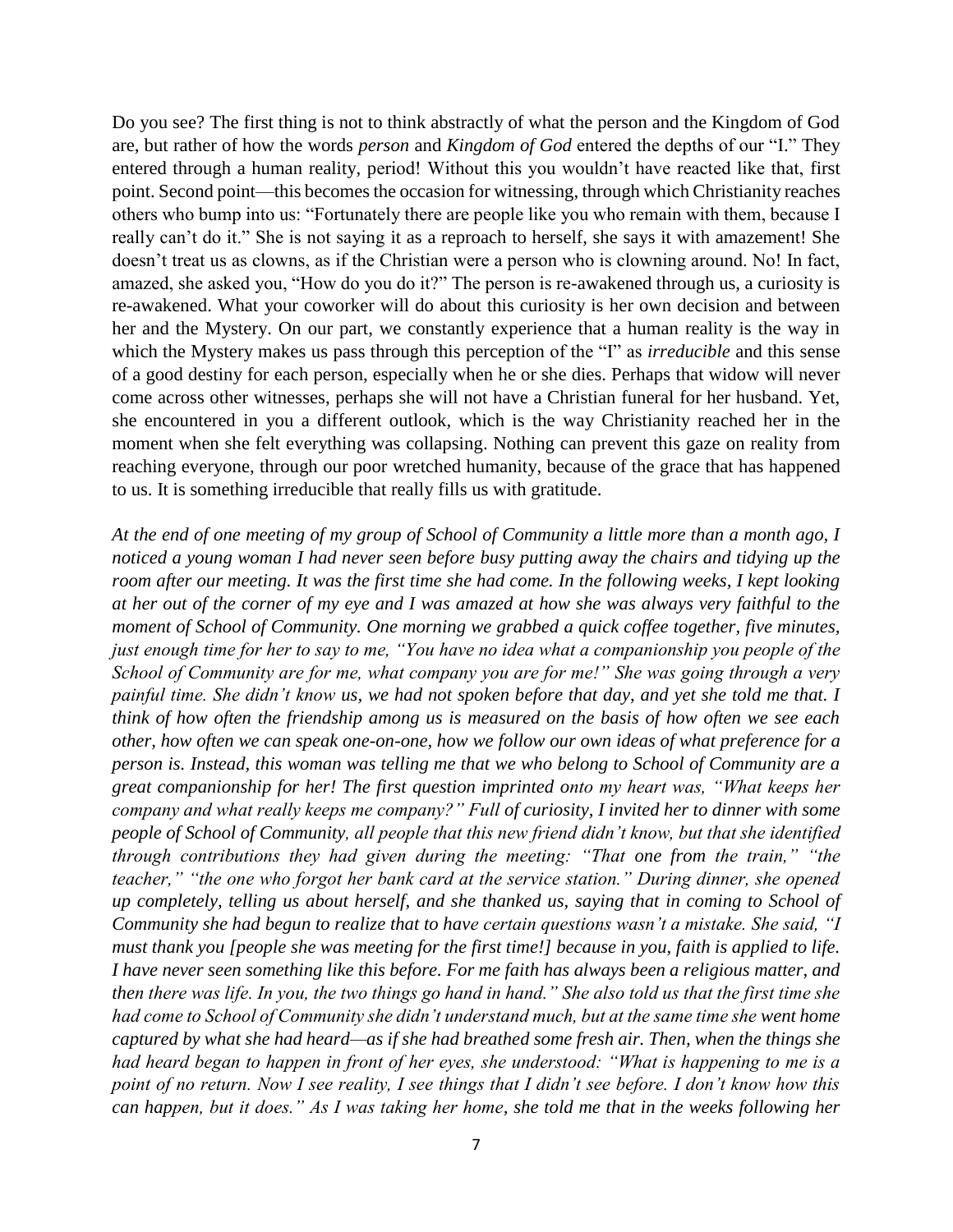Do you see? The first thing is not to think abstractly of what the person and the Kingdom of God are, but rather of how the words *person* and *Kingdom of God* entered the depths of our "I." They entered through a human reality, period! Without this you wouldn't have reacted like that, first point. Second point—this becomes the occasion for witnessing, through which Christianity reaches others who bump into us: "Fortunately there are people like you who remain with them, because I really can't do it." She is not saying it as a reproach to herself, she says it with amazement! She doesn't treat us as clowns, as if the Christian were a person who is clowning around. No! In fact, amazed, she asked you, "How do you do it?" The person is re-awakened through us, a curiosity is re-awakened. What your coworker will do about this curiosity is her own decision and between her and the Mystery. On our part, we constantly experience that a human reality is the way in which the Mystery makes us pass through this perception of the "I" as *irreducible* and this sense of a good destiny for each person, especially when he or she dies. Perhaps that widow will never come across other witnesses, perhaps she will not have a Christian funeral for her husband. Yet, she encountered in you a different outlook, which is the way Christianity reached her in the moment when she felt everything was collapsing. Nothing can prevent this gaze on reality from reaching everyone, through our poor wretched humanity, because of the grace that has happened to us. It is something irreducible that really fills us with gratitude.

*At the end of one meeting of my group of School of Community a little more than a month ago, I noticed a young woman I had never seen before busy putting away the chairs and tidying up the room after our meeting. It was the first time she had come. In the following weeks, I kept looking at her out of the corner of my eye and I was amazed at how she was always very faithful to the moment of School of Community. One morning we grabbed a quick coffee together, five minutes, just enough time for her to say to me, "You have no idea what a companionship you people of the School of Community are for me, what company you are for me!" She was going through a very painful time. She didn't know us, we had not spoken before that day, and yet she told me that. I think of how often the friendship among us is measured on the basis of how often we see each other, how often we can speak one-on-one, how we follow our own ideas of what preference for a person is. Instead, this woman was telling me that we who belong to School of Community are a great companionship for her! The first question imprinted onto my heart was, "What keeps her company and what really keeps me company?" Full of curiosity, I invited her to dinner with some people of School of Community, all people that this new friend didn't know, but that she identified through contributions they had given during the meeting: "That one from the train," "the teacher," "the one who forgot her bank card at the service station." During dinner, she opened up completely, telling us about herself, and she thanked us, saying that in coming to School of Community she had begun to realize that to have certain questions wasn't a mistake. She said, "I must thank you [people she was meeting for the first time!] because in you, faith is applied to life. I have never seen something like this before. For me faith has always been a religious matter, and then there was life. In you, the two things go hand in hand." She also told us that the first time she had come to School of Community she didn't understand much, but at the same time she went home captured by what she had heard—as if she had breathed some fresh air. Then, when the things she had heard began to happen in front of her eyes, she understood: "What is happening to me is a point of no return. Now I see reality, I see things that I didn't see before. I don't know how this can happen, but it does." As I was taking her home, she told me that in the weeks following her*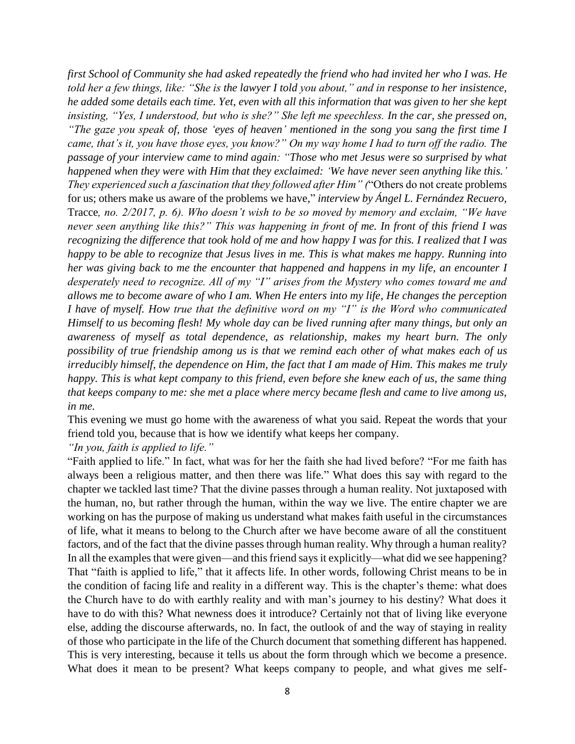*first School of Community she had asked repeatedly the friend who had invited her who I was. He told her a few things, like: "She is the lawyer I told you about," and in response to her insistence, he added some details each time. Yet, even with all this information that was given to her she kept insisting, "Yes, I understood, but who is she?" She left me speechless. In the car, she pressed on, "The gaze you speak of, those 'eyes of heaven' mentioned in the song you sang the first time I came, that's it, you have those eyes, you know?" On my way home I had to turn off the radio. The passage of your interview came to mind again: "Those who met Jesus were so surprised by what happened when they were with Him that they exclaimed: 'We have never seen anything like this.' They experienced such a fascination that they followed after Him" (*"Others do not create problems for us; others make us aware of the problems we have," *interview by Ángel L. Fernández Recuero*, Tracce*, no. 2/2017, p. 6). Who doesn't wish to be so moved by memory and exclaim, "We have never seen anything like this?" This was happening in front of me. In front of this friend I was recognizing the difference that took hold of me and how happy I was for this. I realized that I was happy to be able to recognize that Jesus lives in me. This is what makes me happy. Running into her was giving back to me the encounter that happened and happens in my life, an encounter I desperately need to recognize. All of my "I" arises from the Mystery who comes toward me and allows me to become aware of who I am. When He enters into my life, He changes the perception I have of myself. How true that the definitive word on my "I" is the Word who communicated Himself to us becoming flesh! My whole day can be lived running after many things, but only an awareness of myself as total dependence, as relationship, makes my heart burn. The only possibility of true friendship among us is that we remind each other of what makes each of us irreducibly himself, the dependence on Him, the fact that I am made of Him. This makes me truly happy. This is what kept company to this friend, even before she knew each of us, the same thing that keeps company to me: she met a place where mercy became flesh and came to live among us, in me.*

This evening we must go home with the awareness of what you said. Repeat the words that your friend told you, because that is how we identify what keeps her company.

*"In you, faith is applied to life."*

"Faith applied to life." In fact, what was for her the faith she had lived before? "For me faith has always been a religious matter, and then there was life." What does this say with regard to the chapter we tackled last time? That the divine passes through a human reality. Not juxtaposed with the human, no, but rather through the human, within the way we live. The entire chapter we are working on has the purpose of making us understand what makes faith useful in the circumstances of life, what it means to belong to the Church after we have become aware of all the constituent factors, and of the fact that the divine passes through human reality. Why through a human reality? In all the examples that were given—and this friend says it explicitly—what did we see happening? That "faith is applied to life," that it affects life. In other words, following Christ means to be in the condition of facing life and reality in a different way. This is the chapter's theme: what does the Church have to do with earthly reality and with man's journey to his destiny? What does it have to do with this? What newness does it introduce? Certainly not that of living like everyone else, adding the discourse afterwards, no. In fact, the outlook of and the way of staying in reality of those who participate in the life of the Church document that something different has happened. This is very interesting, because it tells us about the form through which we become a presence. What does it mean to be present? What keeps company to people, and what gives me self-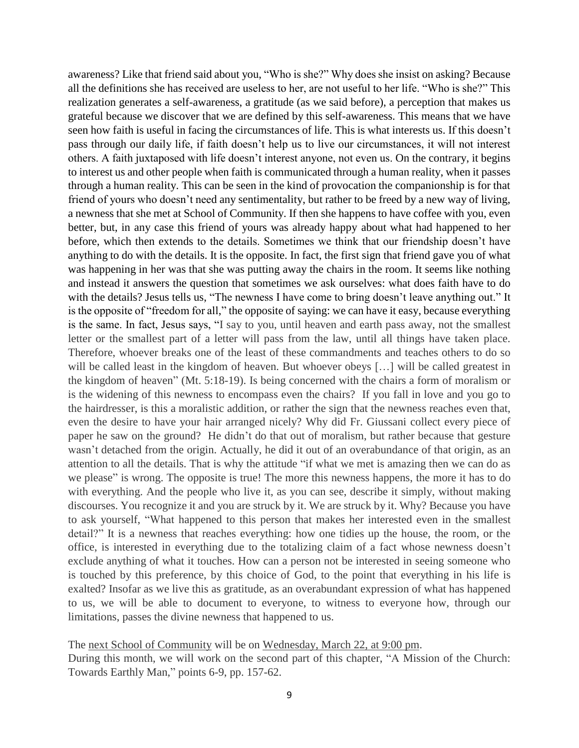awareness? Like that friend said about you, "Who is she?" Why does she insist on asking? Because all the definitions she has received are useless to her, are not useful to her life. "Who is she?" This realization generates a self-awareness, a gratitude (as we said before), a perception that makes us grateful because we discover that we are defined by this self-awareness. This means that we have seen how faith is useful in facing the circumstances of life. This is what interests us. If this doesn't pass through our daily life, if faith doesn't help us to live our circumstances, it will not interest others. A faith juxtaposed with life doesn't interest anyone, not even us. On the contrary, it begins to interest us and other people when faith is communicated through a human reality, when it passes through a human reality. This can be seen in the kind of provocation the companionship is for that friend of yours who doesn't need any sentimentality, but rather to be freed by a new way of living, a newness that she met at School of Community. If then she happens to have coffee with you, even better, but, in any case this friend of yours was already happy about what had happened to her before, which then extends to the details. Sometimes we think that our friendship doesn't have anything to do with the details. It is the opposite. In fact, the first sign that friend gave you of what was happening in her was that she was putting away the chairs in the room. It seems like nothing and instead it answers the question that sometimes we ask ourselves: what does faith have to do with the details? Jesus tells us, "The newness I have come to bring doesn't leave anything out." It is the opposite of "freedom for all," the opposite of saying: we can have it easy, because everything is the same. In fact, Jesus says, "I say to you, until heaven and earth pass away, not the smallest letter or the smallest part of a letter will pass from the law, until all things have taken place. Therefore, whoever breaks one of the least of these commandments and teaches others to do so will be called least in the kingdom of heaven. But whoever obeys […] will be called greatest in the kingdom of heaven" (Mt. 5:18-19). Is being concerned with the chairs a form of moralism or is the widening of this newness to encompass even the chairs? If you fall in love and you go to the hairdresser, is this a moralistic addition, or rather the sign that the newness reaches even that, even the desire to have your hair arranged nicely? Why did Fr. Giussani collect every piece of paper he saw on the ground? He didn't do that out of moralism, but rather because that gesture wasn't detached from the origin. Actually, he did it out of an overabundance of that origin, as an attention to all the details. That is why the attitude "if what we met is amazing then we can do as we please" is wrong. The opposite is true! The more this newness happens, the more it has to do with everything. And the people who live it, as you can see, describe it simply, without making discourses. You recognize it and you are struck by it. We are struck by it. Why? Because you have to ask yourself, "What happened to this person that makes her interested even in the smallest detail?" It is a newness that reaches everything: how one tidies up the house, the room, or the office, is interested in everything due to the totalizing claim of a fact whose newness doesn't exclude anything of what it touches. How can a person not be interested in seeing someone who is touched by this preference, by this choice of God, to the point that everything in his life is exalted? Insofar as we live this as gratitude, as an overabundant expression of what has happened to us, we will be able to document to everyone, to witness to everyone how, through our limitations, passes the divine newness that happened to us.

The next School of Community will be on Wednesday, March 22, at 9:00 pm.

During this month, we will work on the second part of this chapter, "A Mission of the Church: Towards Earthly Man," points 6-9, pp. 157-62.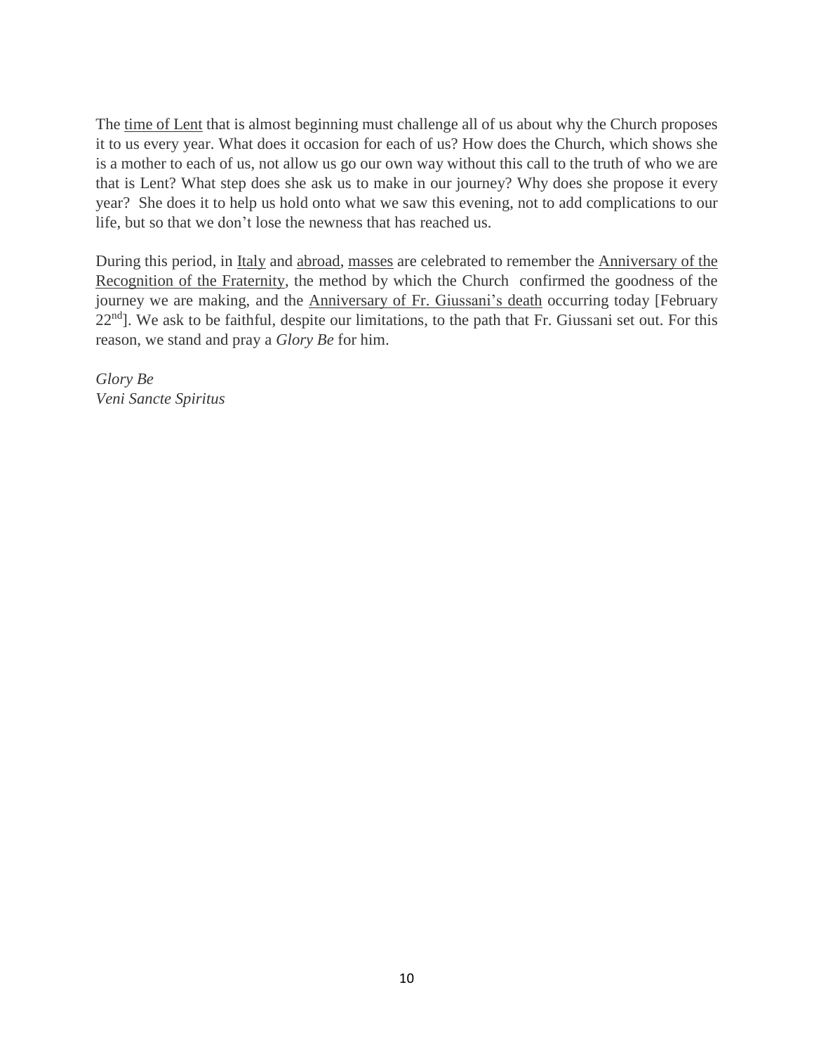The time of Lent that is almost beginning must challenge all of us about why the Church proposes it to us every year. What does it occasion for each of us? How does the Church, which shows she is a mother to each of us, not allow us go our own way without this call to the truth of who we are that is Lent? What step does she ask us to make in our journey? Why does she propose it every year? She does it to help us hold onto what we saw this evening, not to add complications to our life, but so that we don't lose the newness that has reached us.

During this period, in Italy and abroad, masses are celebrated to remember the Anniversary of the Recognition of the Fraternity, the method by which the Church confirmed the goodness of the journey we are making, and the Anniversary of Fr. Giussani's death occurring today [February 22nd]. We ask to be faithful, despite our limitations, to the path that Fr. Giussani set out. For this reason, we stand and pray a *Glory Be* for him.

*Glory Be*
*Veni Sancte Spiritus*